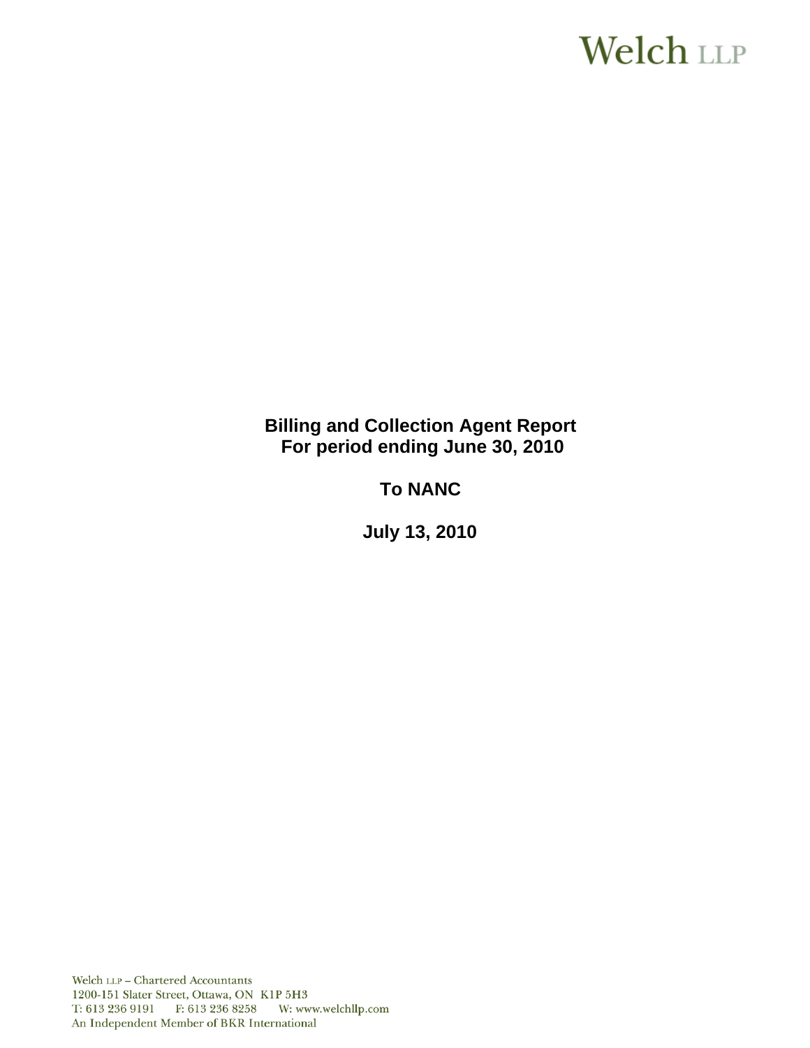Welch LLP

**Billing and Collection Agent Report**
**For period ending June 30, 2010**

**To NANC**

**July 13, 2010**

Welch LLP – Chartered Accountants
1200-151 Slater Street, Ottawa, ON K1P 5H3
T: 613 236 9191 F: 613 236 8258 W: www.welchllp.com
An Independent Member of BKR International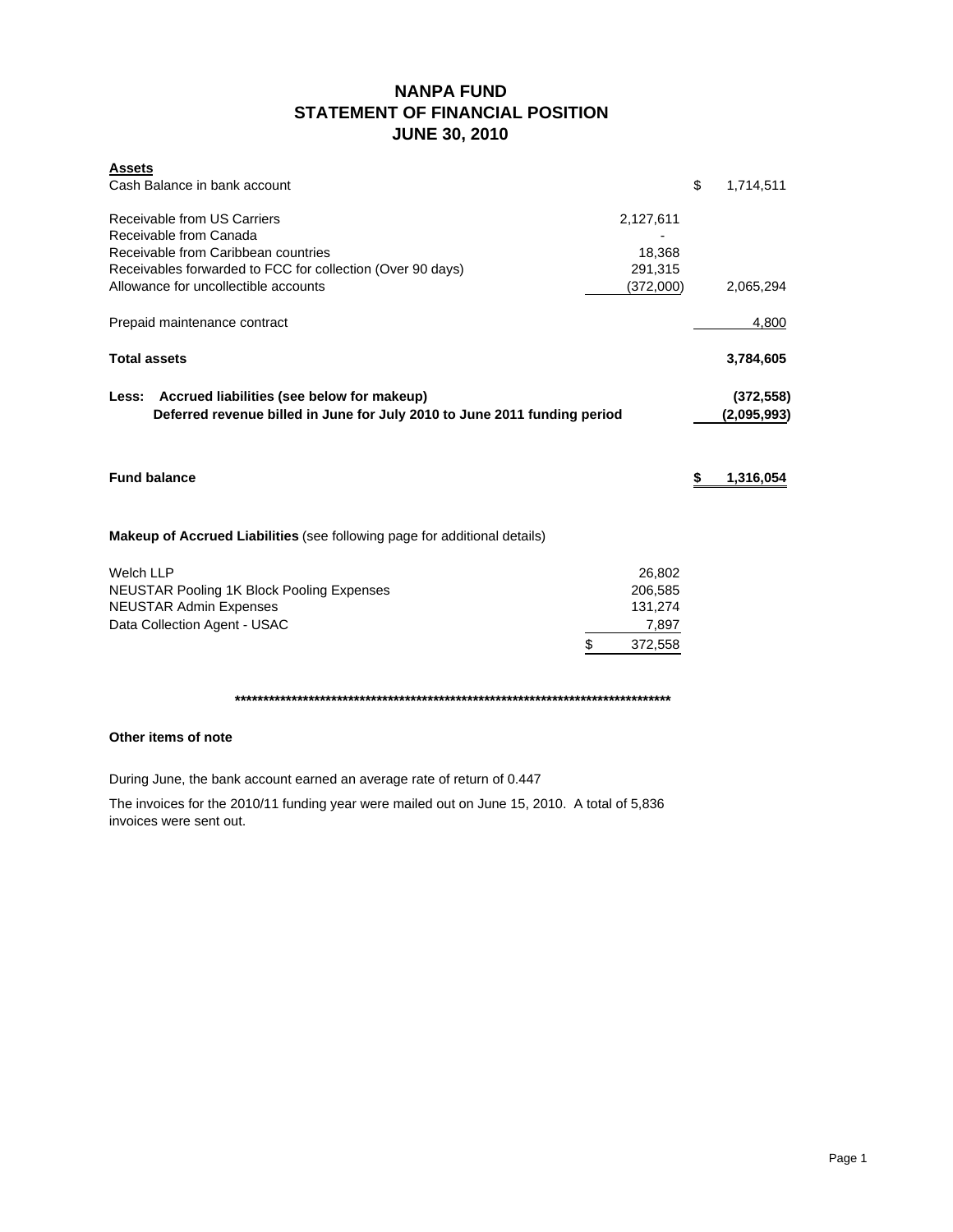# NANPA FUND
## STATEMENT OF FINANCIAL POSITION
## JUNE 30, 2010

| **Assets** | | |
|---|---|---|
| Cash Balance in bank account | | $ 1,714,511 |
| | | |
| Receivable from US Carriers | 2,127,611 | |
| Receivable from Canada | - | |
| Receivable from Caribbean countries | 18,368 | |
| Receivables forwarded to FCC for collection (Over 90 days) | 291,315 | |
| Allowance for uncollectible accounts | (372,000) | 2,065,294 |
| | | |
| Prepaid maintenance contract | | 4,800 |
| | | |
| **Total assets** | | **3,784,605** |
| | | |
| **Less: Accrued liabilities (see below for makeup)** | | **(372,558)** |
| **Deferred revenue billed in June for July 2010 to June 2011 funding period** | | **(2,095,993)** |
| | | |
| **Fund balance** | | **$ 1,316,054** |

**Makeup of Accrued Liabilities** (see following page for additional details)

| | |
|---|---|
| Welch LLP | 26,802 |
| NEUSTAR Pooling 1K Block Pooling Expenses | 206,585 |
| NEUSTAR Admin Expenses | 131,274 |
| Data Collection Agent - USAC | 7,897 |
| | $ 372,558 |

********************************************************************************

**Other items of note**

During June, the bank account earned an average rate of return of 0.447

The invoices for the 2010/11 funding year were mailed out on June 15, 2010. A total of 5,836 invoices were sent out.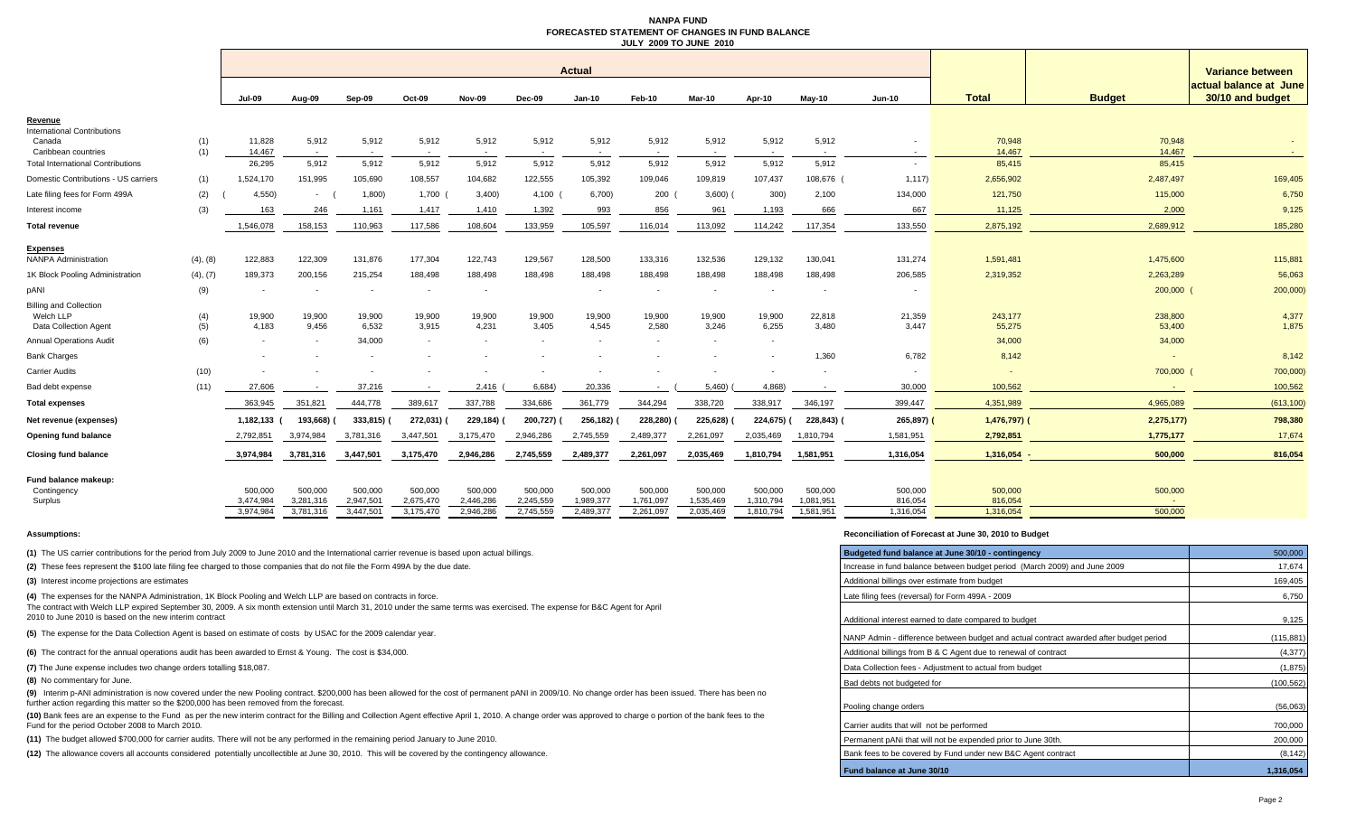# NANPA FUND
## FORECASTED STATEMENT OF CHANGES IN FUND BALANCE
### JULY 2009 TO JUNE 2010

| | | Actual | | | | | | | | | | | | | | |
|---|---|---|---|---|---|---|---|---|---|---|---|---|---|---|---|---|
| | | Jul-09 | Aug-09 | Sep-09 | Oct-09 | Nov-09 | Dec-09 | Jan-10 | Feb-10 | Mar-10 | Apr-10 | May-10 | Jun-10 | Total | Budget | Variance between actual balance at June 30/10 and budget |
| **Revenue** | | | | | | | | | | | | | | | | |
| International Contributions | | | | | | | | | | | | | | | | |
| Canada | (1) | 11,828 | 5,912 | 5,912 | 5,912 | 5,912 | 5,912 | 5,912 | 5,912 | 5,912 | 5,912 | 5,912 | - | 70,948 | 70,948 | - |
| Caribbean countries | (1) | 14,467 | - | - | - | - | - | - | - | - | - | - | - | 14,467 | 14,467 | - |
| Total International Contributions | | 26,295 | 5,912 | 5,912 | 5,912 | 5,912 | 5,912 | 5,912 | 5,912 | 5,912 | 5,912 | 5,912 | - | 85,415 | 85,415 | |
| Domestic Contributions - US carriers | (1) | 1,524,170 | 151,995 | 105,690 | 108,557 | 104,682 | 122,555 | 105,392 | 109,046 | 109,819 | 107,437 | 108,676 | (1,117) | 2,656,902 | 2,487,497 | 169,405 |
| Late filing fees for Form 499A | (2) | (4,550) | - | (1,800) | 1,700 | (3,400) | 4,100 | (6,700) | 200 | (3,600) | (300) | 2,100 | 134,000 | 121,750 | 115,000 | 6,750 |
| Interest income | (3) | 163 | 246 | 1,161 | 1,417 | 1,410 | 1,392 | 993 | 856 | 961 | 1,193 | 666 | 667 | 11,125 | 2,000 | 9,125 |
| **Total revenue** | | 1,546,078 | 158,153 | 110,963 | 117,586 | 108,604 | 133,959 | 105,597 | 116,014 | 113,092 | 114,242 | 117,354 | 133,550 | 2,875,192 | 2,689,912 | 185,280 |
| **Expenses** | | | | | | | | | | | | | | | | |
| NANPA Administration | (4), (8) | 122,883 | 122,309 | 131,876 | 177,304 | 122,743 | 129,567 | 128,500 | 133,316 | 132,536 | 129,132 | 130,041 | 131,274 | 1,591,481 | 1,475,600 | 115,881 |
| 1K Block Pooling Administration | (4), (7) | 189,373 | 200,156 | 215,254 | 188,498 | 188,498 | 188,498 | 188,498 | 188,498 | 188,498 | 188,498 | 188,498 | 206,585 | 2,319,352 | 2,263,289 | 56,063 |
| pANI | (9) | - | - | - | - | - | | - | - | - | - | - | - | | 200,000 | (200,000) |
| Billing and Collection | | | | | | | | | | | | | | | | |
| Welch LLP | (4) | 19,900 | 19,900 | 19,900 | 19,900 | 19,900 | 19,900 | 19,900 | 19,900 | 19,900 | 19,900 | 22,818 | 21,359 | 243,177 | 238,800 | 4,377 |
| Data Collection Agent | (5) | 4,183 | 9,456 | 6,532 | 3,915 | 4,231 | 3,405 | 4,545 | 2,580 | 3,246 | 6,255 | 3,480 | 3,447 | 55,275 | 53,400 | 1,875 |
| Annual Operations Audit | (6) | - | - | 34,000 | - | - | - | - | - | - | - | | | 34,000 | 34,000 | |
| Bank Charges | | - | - | - | - | - | - | - | - | - | - | 1,360 | 6,782 | 8,142 | - | 8,142 |
| Carrier Audits | (10) | - | - | - | - | - | - | - | - | - | - | - | - | - | 700,000 | (700,000) |
| Bad debt expense | (11) | 27,606 | - | 37,216 | - | 2,416 | (6,684) | 20,336 | - | (5,460) | (4,868) | - | 30,000 | 100,562 | - | 100,562 |
| **Total expenses** | | 363,945 | 351,821 | 444,778 | 389,617 | 337,788 | 334,686 | 361,779 | 344,294 | 338,720 | 338,917 | 346,197 | 399,447 | 4,351,989 | 4,965,089 | (613,100) |
| **Net revenue (expenses)** | | 1,182,133 | (193,668) | (333,815) | (272,031) | (229,184) | (200,727) | (256,182) | (228,280) | (225,628) | (224,675) | (228,843) | (265,897) | (1,476,797) | (2,275,177) | 798,380 |
| **Opening fund balance** | | 2,792,851 | 3,974,984 | 3,781,316 | 3,447,501 | 3,175,470 | 2,946,286 | 2,745,559 | 2,489,377 | 2,261,097 | 2,035,469 | 1,810,794 | 1,581,951 | 2,792,851 | 1,775,177 | 17,674 |
| **Closing fund balance** | | 3,974,984 | 3,781,316 | 3,447,501 | 3,175,470 | 2,946,286 | 2,745,559 | 2,489,377 | 2,261,097 | 2,035,469 | 1,810,794 | 1,581,951 | 1,316,054 | 1,316,054 | 500,000 | 816,054 |
| **Fund balance makeup:** | | | | | | | | | | | | | | | | |
| Contingency | | 500,000 | 500,000 | 500,000 | 500,000 | 500,000 | 500,000 | 500,000 | 500,000 | 500,000 | 500,000 | 500,000 | 500,000 | 500,000 | 500,000 | |
| Surplus | | 3,474,984 | 3,281,316 | 2,947,501 | 2,675,470 | 2,446,286 | 2,245,559 | 1,989,377 | 1,761,097 | 1,535,469 | 1,310,794 | 1,081,951 | 816,054 | 816,054 | - | |
| | | 3,974,984 | 3,781,316 | 3,447,501 | 3,175,470 | 2,946,286 | 2,745,559 | 2,489,377 | 2,261,097 | 2,035,469 | 1,810,794 | 1,581,951 | 1,316,054 | 1,316,054 | 500,000 | |

**Assumptions:**

**(1)** The US carrier contributions for the period from July 2009 to June 2010 and the International carrier revenue is based upon actual billings.

**(2)** These fees represent the $100 late filing fee charged to those companies that do not file the Form 499A by the due date.

**(3)** Interest income projections are estimates

**(4)** The expenses for the NANPA Administration, 1K Block Pooling and Welch LLP are based on contracts in force.
The contract with Welch LLP expired September 30, 2009. A six month extension until March 31, 2010 under the same terms was exercised. The expense for B&C Agent for April 2010 to June 2010 is based on the new interim contract

**(5)** The expense for the Data Collection Agent is based on estimate of costs by USAC for the 2009 calendar year.

**(6)** The contract for the annual operations audit has been awarded to Ernst & Young. The cost is $34,000.

**(7)** The June expense includes two change orders totalling $18,087.

**(8)** No commentary for June.

**(9)** Interim p-ANI administration is now covered under the new Pooling contract. $200,000 has been allowed for the cost of permanent pANI in 2009/10. No change order has been issued. There has been no further action regarding this matter so the $200,000 has been removed from the forecast.

**(10)** Bank fees are an expense to the Fund as per the new interim contract for the Billing and Collection Agent effective April 1, 2010. A change order was approved to charge o portion of the bank fees to the Fund for the period October 2008 to March 2010.

**(11)** The budget allowed $700,000 for carrier audits. There will not be any performed in the remaining period January to June 2010.

**(12)** The allowance covers all accounts considered potentially uncollectible at June 30, 2010. This will be covered by the contingency allowance.

**Reconciliation of Forecast at June 30, 2010 to Budget**

| Item | Amount |
|---|---|
| **Budgeted fund balance at June 30/10 - contingency** | 500,000 |
| Increase in fund balance between budget period (March 2009) and June 2009 | 17,674 |
| Additional billings over estimate from budget | 169,405 |
| Late filing fees (reversal) for Form 499A - 2009 | 6,750 |
| Additional interest earned to date compared to budget | 9,125 |
| NANP Admin - difference between budget and actual contract awarded after budget period | (115,881) |
| Additional billings from B & C Agent due to renewal of contract | (4,377) |
| Data Collection fees - Adjustment to actual from budget | (1,875) |
| Bad debts not budgeted for | (100,562) |
| Pooling change orders | (56,063) |
| Carrier audits that will not be performed | 700,000 |
| Permanent pANi that will not be expended prior to June 30th. | 200,000 |
| Bank fees to be covered by Fund under new B&C Agent contract | (8,142) |
| **Fund balance at June 30/10** | **1,316,054** |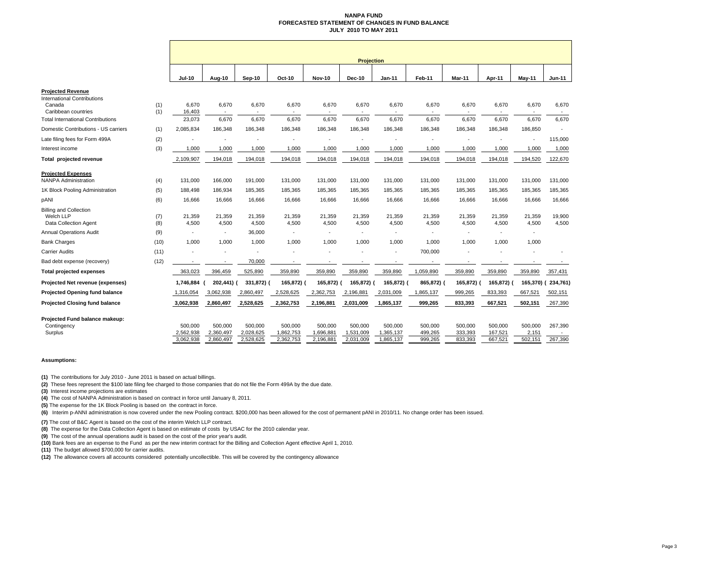**NANPA FUND**
**FORECASTED STATEMENT OF CHANGES IN FUND BALANCE**
**JULY 2010 TO MAY 2011**

| | | Projection | | | | | | | | | | | |
|---|---|---|---|---|---|---|---|---|---|---|---|---|---|
| | | **Jul-10** | **Aug-10** | **Sep-10** | **Oct-10** | **Nov-10** | **Dec-10** | **Jan-11** | **Feb-11** | **Mar-11** | **Apr-11** | **May-11** | **Jun-11** |
| **Projected Revenue** | | | | | | | | | | | | | |
| International Contributions | | | | | | | | | | | | | |
| Canada | (1) | 6,670 | 6,670 | 6,670 | 6,670 | 6,670 | 6,670 | 6,670 | 6,670 | 6,670 | 6,670 | 6,670 | 6,670 |
| Caribbean countries | (1) | 16,403 | - | - | - | - | - | - | - | - | - | - | - |
| Total International Contributions | | 23,073 | 6,670 | 6,670 | 6,670 | 6,670 | 6,670 | 6,670 | 6,670 | 6,670 | 6,670 | 6,670 | 6,670 |
| Domestic Contributions - US carriers | (1) | 2,085,834 | 186,348 | 186,348 | 186,348 | 186,348 | 186,348 | 186,348 | 186,348 | 186,348 | 186,348 | 186,850 | - |
| Late filing fees for Form 499A | (2) | - | - | - | - | - | - | - | - | - | - | - | 115,000 |
| Interest income | (3) | 1,000 | 1,000 | 1,000 | 1,000 | 1,000 | 1,000 | 1,000 | 1,000 | 1,000 | 1,000 | 1,000 | 1,000 |
| **Total projected revenue** | | 2,109,907 | 194,018 | 194,018 | 194,018 | 194,018 | 194,018 | 194,018 | 194,018 | 194,018 | 194,018 | 194,520 | 122,670 |
| **Projected Expenses** | | | | | | | | | | | | | |
| NANPA Administration | (4) | 131,000 | 166,000 | 191,000 | 131,000 | 131,000 | 131,000 | 131,000 | 131,000 | 131,000 | 131,000 | 131,000 | 131,000 |
| 1K Block Pooling Administration | (5) | 188,498 | 186,934 | 185,365 | 185,365 | 185,365 | 185,365 | 185,365 | 185,365 | 185,365 | 185,365 | 185,365 | 185,365 |
| pANI | (6) | 16,666 | 16,666 | 16,666 | 16,666 | 16,666 | 16,666 | 16,666 | 16,666 | 16,666 | 16,666 | 16,666 | 16,666 |
| Billing and Collection | | | | | | | | | | | | | |
| Welch LLP | (7) | 21,359 | 21,359 | 21,359 | 21,359 | 21,359 | 21,359 | 21,359 | 21,359 | 21,359 | 21,359 | 21,359 | 19,900 |
| Data Collection Agent | (8) | 4,500 | 4,500 | 4,500 | 4,500 | 4,500 | 4,500 | 4,500 | 4,500 | 4,500 | 4,500 | 4,500 | 4,500 |
| Annual Operations Audit | (9) | - | - | 36,000 | - | - | - | - | - | - | - | - | |
| Bank Charges | (10) | 1,000 | 1,000 | 1,000 | 1,000 | 1,000 | 1,000 | 1,000 | 1,000 | 1,000 | 1,000 | 1,000 | |
| Carrier Audits | (11) | - | - | - | - | - | - | - | 700,000 | - | - | - | - |
| Bad debt expense (recovery) | (12) | - | - | 70,000 | - | - | - | - | - | - | - | - | - |
| **Total projected expenses** | | 363,023 | 396,459 | 525,890 | 359,890 | 359,890 | 359,890 | 359,890 | 1,059,890 | 359,890 | 359,890 | 359,890 | 357,431 |
| **Projected Net revenue (expenses)** | | 1,746,884 | (202,441) | (331,872) | (165,872) | (165,872) | (165,872) | (165,872) | (865,872) | (165,872) | (165,872) | (165,370) | (234,761) |
| **Projected Opening fund balance** | | 1,316,054 | 3,062,938 | 2,860,497 | 2,528,625 | 2,362,753 | 2,196,881 | 2,031,009 | 1,865,137 | 999,265 | 833,393 | 667,521 | 502,151 |
| **Projected Closing fund balance** | | 3,062,938 | 2,860,497 | 2,528,625 | 2,362,753 | 2,196,881 | 2,031,009 | 1,865,137 | 999,265 | 833,393 | 667,521 | 502,151 | 267,390 |
| **Projected Fund balance makeup:** | | | | | | | | | | | | | |
| Contingency | | 500,000 | 500,000 | 500,000 | 500,000 | 500,000 | 500,000 | 500,000 | 500,000 | 500,000 | 500,000 | 500,000 | 267,390 |
| Surplus | | 2,562,938 | 2,360,497 | 2,028,625 | 1,862,753 | 1,696,881 | 1,531,009 | 1,365,137 | 499,265 | 333,393 | 167,521 | 2,151 | - |
| | | 3,062,938 | 2,860,497 | 2,528,625 | 2,362,753 | 2,196,881 | 2,031,009 | 1,865,137 | 999,265 | 833,393 | 667,521 | 502,151 | 267,390 |

**Assumptions:**

**(1)** The contributions for July 2010 - June 2011 is based on actual billings.

**(2)** These fees represent the $100 late filing fee charged to those companies that do not file the Form 499A by the due date.

**(3)** Interest income projections are estimates

**(4)** The cost of NANPA Administration is based on contract in force until January 8, 2011.

**(5)** The expense for the 1K Block Pooling is based on the contract in force.

**(6)** Interim p-ANNI administration is now covered under the new Pooling contract. $200,000 has been allowed for the cost of permanent pANI in 2010/11. No change order has been issued.

**(7)** The cost of B&C Agent is based on the cost of the interim Welch LLP contract.

**(8)** The expense for the Data Collection Agent is based on estimate of costs by USAC for the 2010 calendar year.

**(9)** The cost of the annual operations audit is based on the cost of the prior year's audit.

**(10)** Bank fees are an expense to the Fund as per the new interim contract for the Billing and Collection Agent effective April 1, 2010.

**(11)** The budget allowed $700,000 for carrier audits.

**(12)** The allowance covers all accounts considered potentially uncollectible. This will be covered by the contingency allowance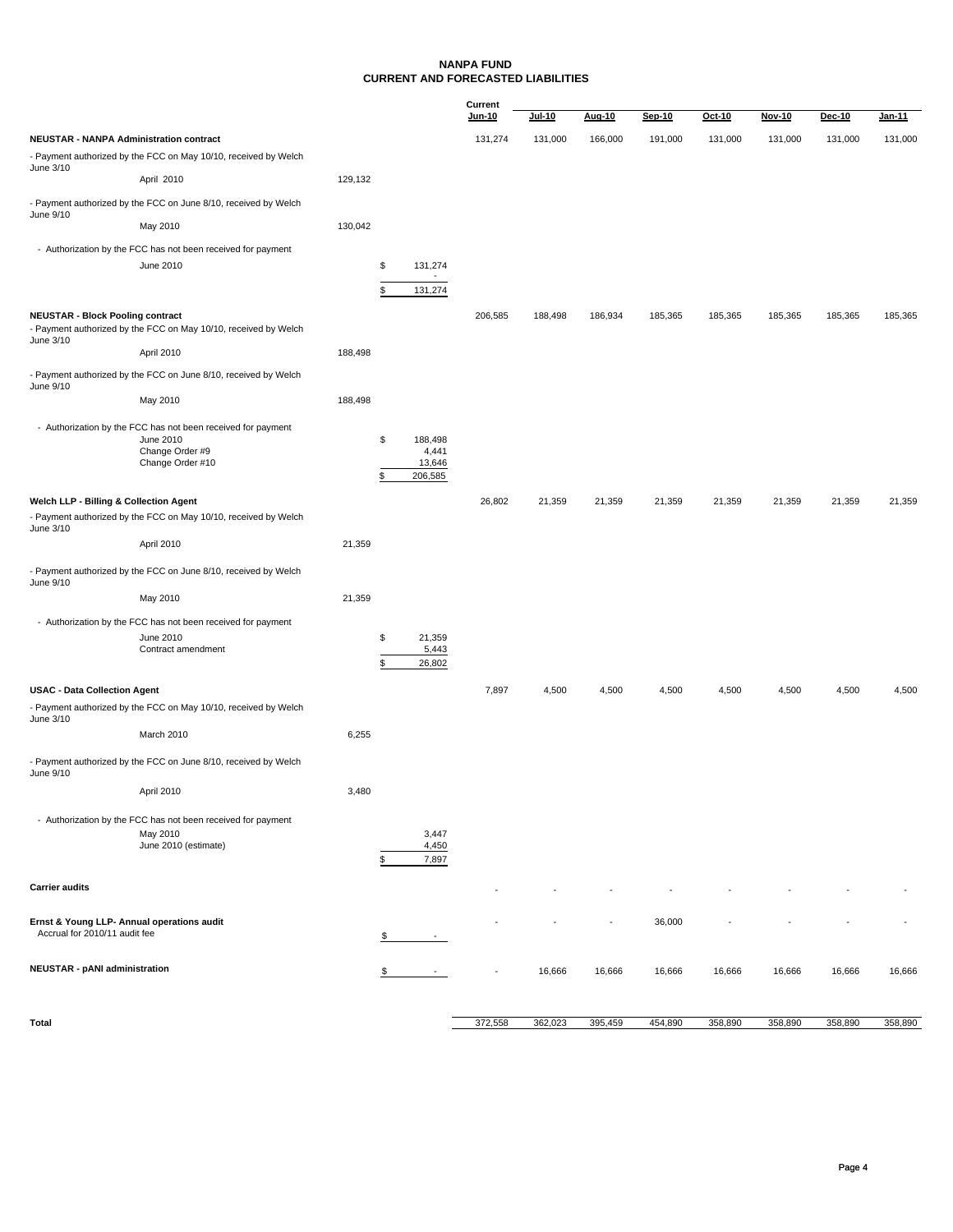# NANPA FUND
## CURRENT AND FORECASTED LIABILITIES

| | | | Current Jun-10 | Jul-10 | Aug-10 | Sep-10 | Oct-10 | Nov-10 | Dec-10 | Jan-11 |
|---|---|---|---|---|---|---|---|---|---|---|
| **NEUSTAR - NANPA Administration contract** | | | 131,274 | 131,000 | 166,000 | 191,000 | 131,000 | 131,000 | 131,000 | 131,000 |
| - Payment authorized by the FCC on May 10/10, received by Welch June 3/10 | | | | | | | | | | |
| April 2010 | 129,132 | | | | | | | | | |
| - Payment authorized by the FCC on June 8/10, received by Welch June 9/10 | | | | | | | | | | |
| May 2010 | 130,042 | | | | | | | | | |
| - Authorization by the FCC has not been received for payment | | | | | | | | | | |
| June 2010 | | $ 131,274 | | | | | | | | |
| | | - | | | | | | | | |
| | | $ 131,274 | | | | | | | | |
| **NEUSTAR - Block Pooling contract** | | | 206,585 | 188,498 | 186,934 | 185,365 | 185,365 | 185,365 | 185,365 | 185,365 |
| - Payment authorized by the FCC on May 10/10, received by Welch June 3/10 | | | | | | | | | | |
| April 2010 | 188,498 | | | | | | | | | |
| - Payment authorized by the FCC on June 8/10, received by Welch June 9/10 | | | | | | | | | | |
| May 2010 | 188,498 | | | | | | | | | |
| - Authorization by the FCC has not been received for payment | | | | | | | | | | |
| June 2010 | | $ 188,498 | | | | | | | | |
| Change Order #9 | | 4,441 | | | | | | | | |
| Change Order #10 | | 13,646 | | | | | | | | |
| | | $ 206,585 | | | | | | | | |
| **Welch LLP - Billing & Collection Agent** | | | 26,802 | 21,359 | 21,359 | 21,359 | 21,359 | 21,359 | 21,359 | 21,359 |
| - Payment authorized by the FCC on May 10/10, received by Welch June 3/10 | | | | | | | | | | |
| April 2010 | 21,359 | | | | | | | | | |
| - Payment authorized by the FCC on June 8/10, received by Welch June 9/10 | | | | | | | | | | |
| May 2010 | 21,359 | | | | | | | | | |
| - Authorization by the FCC has not been received for payment | | | | | | | | | | |
| June 2010 | | $ 21,359 | | | | | | | | |
| Contract amendment | | 5,443 | | | | | | | | |
| | | $ 26,802 | | | | | | | | |
| **USAC - Data Collection Agent** | | | 7,897 | 4,500 | 4,500 | 4,500 | 4,500 | 4,500 | 4,500 | 4,500 |
| - Payment authorized by the FCC on May 10/10, received by Welch June 3/10 | | | | | | | | | | |
| March 2010 | 6,255 | | | | | | | | | |
| - Payment authorized by the FCC on June 8/10, received by Welch June 9/10 | | | | | | | | | | |
| April 2010 | 3,480 | | | | | | | | | |
| - Authorization by the FCC has not been received for payment | | | | | | | | | | |
| May 2010 | | 3,447 | | | | | | | | |
| June 2010 (estimate) | | 4,450 | | | | | | | | |
| | | $ 7,897 | | | | | | | | |
| **Carrier audits** | | | - | - | - | - | - | - | - | - |
| **Ernst & Young LLP- Annual operations audit** | | | - | - | - | 36,000 | - | - | - | - |
| Accrual for 2010/11 audit fee | | $ - | | | | | | | | |
| **NEUSTAR - pANI administration** | | $ - | - | 16,666 | 16,666 | 16,666 | 16,666 | 16,666 | 16,666 | 16,666 |
| **Total** | | | 372,558 | 362,023 | 395,459 | 454,890 | 358,890 | 358,890 | 358,890 | 358,890 |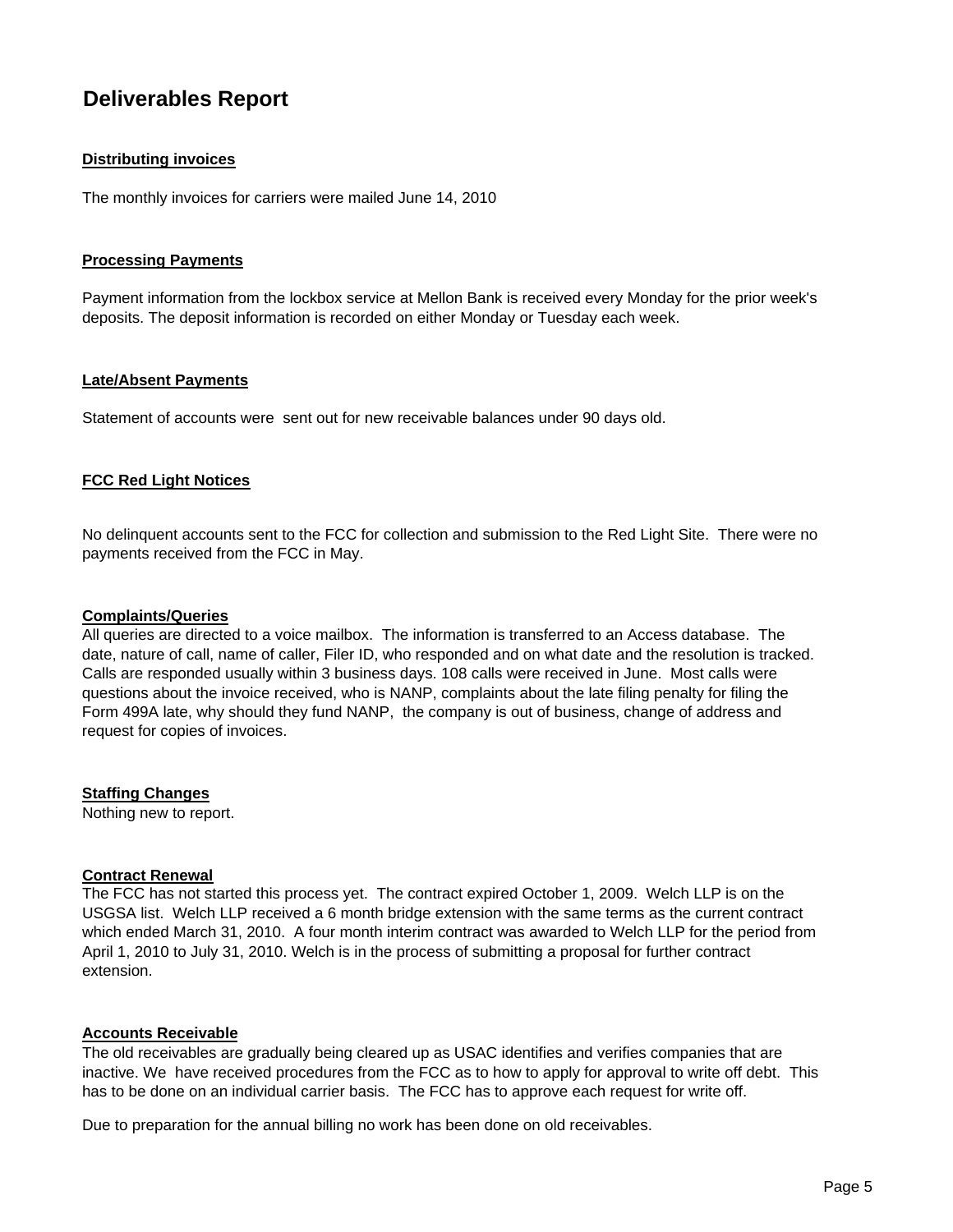# Deliverables Report

**Distributing invoices**

The monthly invoices for carriers were mailed June 14, 2010

**Processing Payments**

Payment information from the lockbox service at Mellon Bank is received every Monday for the prior week's deposits. The deposit information is recorded on either Monday or Tuesday each week.

**Late/Absent Payments**

Statement of accounts were sent out for new receivable balances under 90 days old.

**FCC Red Light Notices**

No delinquent accounts sent to the FCC for collection and submission to the Red Light Site. There were no payments received from the FCC in May.

**Complaints/Queries**

All queries are directed to a voice mailbox. The information is transferred to an Access database. The date, nature of call, name of caller, Filer ID, who responded and on what date and the resolution is tracked. Calls are responded usually within 3 business days. 108 calls were received in June. Most calls were questions about the invoice received, who is NANP, complaints about the late filing penalty for filing the Form 499A late, why should they fund NANP, the company is out of business, change of address and request for copies of invoices.

**Staffing Changes**

Nothing new to report.

**Contract Renewal**

The FCC has not started this process yet. The contract expired October 1, 2009. Welch LLP is on the USGSA list. Welch LLP received a 6 month bridge extension with the same terms as the current contract which ended March 31, 2010. A four month interim contract was awarded to Welch LLP for the period from April 1, 2010 to July 31, 2010. Welch is in the process of submitting a proposal for further contract extension.

**Accounts Receivable**

The old receivables are gradually being cleared up as USAC identifies and verifies companies that are inactive. We have received procedures from the FCC as to how to apply for approval to write off debt. This has to be done on an individual carrier basis. The FCC has to approve each request for write off.

Due to preparation for the annual billing no work has been done on old receivables.